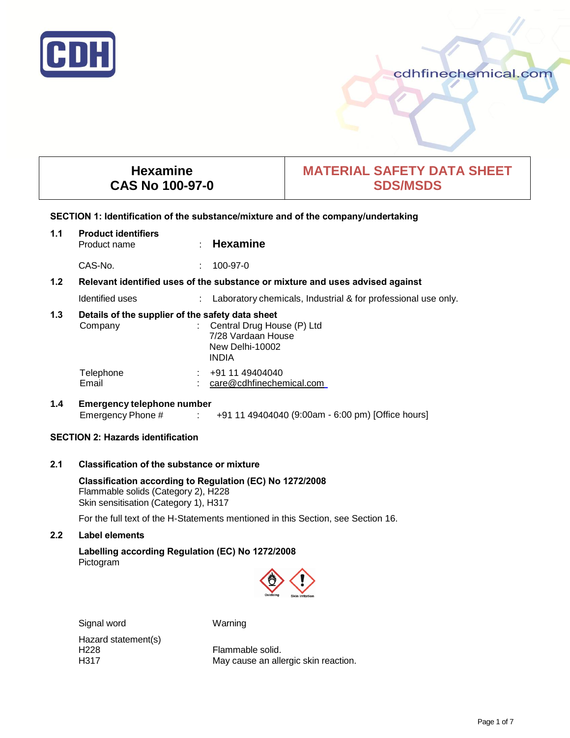CDH

cdhfinechemical.com

| Hexamine<br>CAS No 100-97-0 | MATERIAL SAFETY DATA SHEET<br>SDS/MSDS |
|---|---|

## SECTION 1: Identification of the substance/mixture and of the company/undertaking

**1.1 Product identifiers**

Product name : **Hexamine**

CAS-No. : 100-97-0

**1.2 Relevant identified uses of the substance or mixture and uses advised against**

Identified uses : Laboratory chemicals, Industrial & for professional use only.

**1.3 Details of the supplier of the safety data sheet**

Company : Central Drug House (P) Ltd
7/28 Vardaan House
New Delhi-10002
INDIA

Telephone : +91 11 49404040
Email : care@cdhfinechemical.com

**1.4 Emergency telephone number**

Emergency Phone # : +91 11 49404040 (9:00am - 6:00 pm) [Office hours]

## SECTION 2: Hazards identification

**2.1 Classification of the substance or mixture**

**Classification according to Regulation (EC) No 1272/2008**
Flammable solids (Category 2), H228
Skin sensitisation (Category 1), H317

For the full text of the H-Statements mentioned in this Section, see Section 16.

**2.2 Label elements**

**Labelling according Regulation (EC) No 1272/2008**
Pictogram

Oxidising    Skin Irritation

Signal word: Warning

Hazard statement(s)
H228 Flammable solid.
H317 May cause an allergic skin reaction.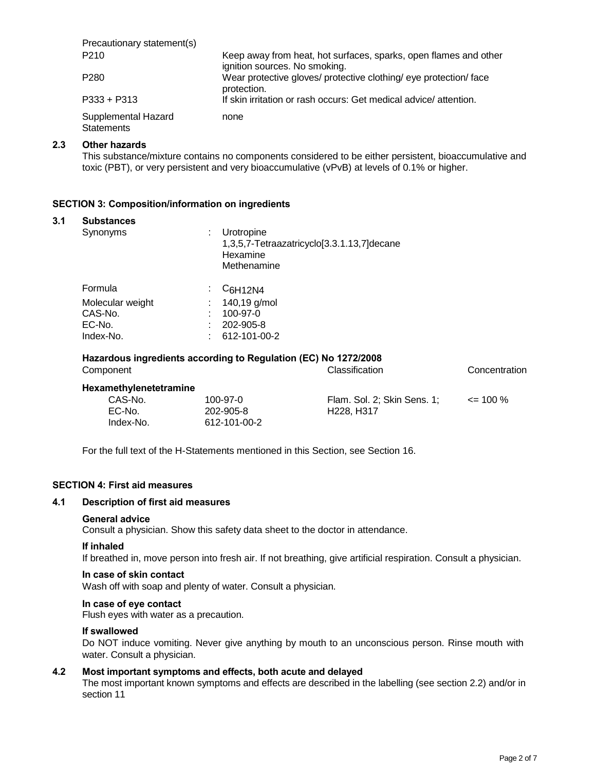| Precautionary statement(s) | |
|---|---|
| P210 | Keep away from heat, hot surfaces, sparks, open flames and other ignition sources. No smoking. |
| P280 | Wear protective gloves/ protective clothing/ eye protection/ face protection. |
| P333 + P313 | If skin irritation or rash occurs: Get medical advice/ attention. |
| Supplemental Hazard Statements | none |

### 2.3 Other hazards

This substance/mixture contains no components considered to be either persistent, bioaccumulative and toxic (PBT), or very persistent and very bioaccumulative (vPvB) at levels of 0.1% or higher.

## SECTION 3: Composition/information on ingredients

### 3.1 Substances

| | | |
|---|---|---|
| Synonyms | : | Urotropine<br>1,3,5,7-Tetraazatricyclo[3.3.1.13,7]decane<br>Hexamine<br>Methenamine |
| Formula | : | $C_6H_{12}N_4$ |
| Molecular weight | : | 140,19 g/mol |
| CAS-No. | : | 100-97-0 |
| EC-No. | : | 202-905-8 |
| Index-No. | : | 612-101-00-2 |

**Hazardous ingredients according to Regulation (EC) No 1272/2008**

| Component | | Classification | Concentration |
|---|---|---|---|
| **Hexamethylenetetramine** | | | |
| CAS-No. | 100-97-0 | Flam. Sol. 2; Skin Sens. 1; | <= 100 % |
| EC-No. | 202-905-8 | H228, H317 | |
| Index-No. | 612-101-00-2 | | |

For the full text of the H-Statements mentioned in this Section, see Section 16.

## SECTION 4: First aid measures

### 4.1 Description of first aid measures

**General advice**

Consult a physician. Show this safety data sheet to the doctor in attendance.

**If inhaled**

If breathed in, move person into fresh air. If not breathing, give artificial respiration. Consult a physician.

**In case of skin contact**

Wash off with soap and plenty of water. Consult a physician.

**In case of eye contact**

Flush eyes with water as a precaution.

**If swallowed**

Do NOT induce vomiting. Never give anything by mouth to an unconscious person. Rinse mouth with water. Consult a physician.

### 4.2 Most important symptoms and effects, both acute and delayed

The most important known symptoms and effects are described in the labelling (see section 2.2) and/or in section 11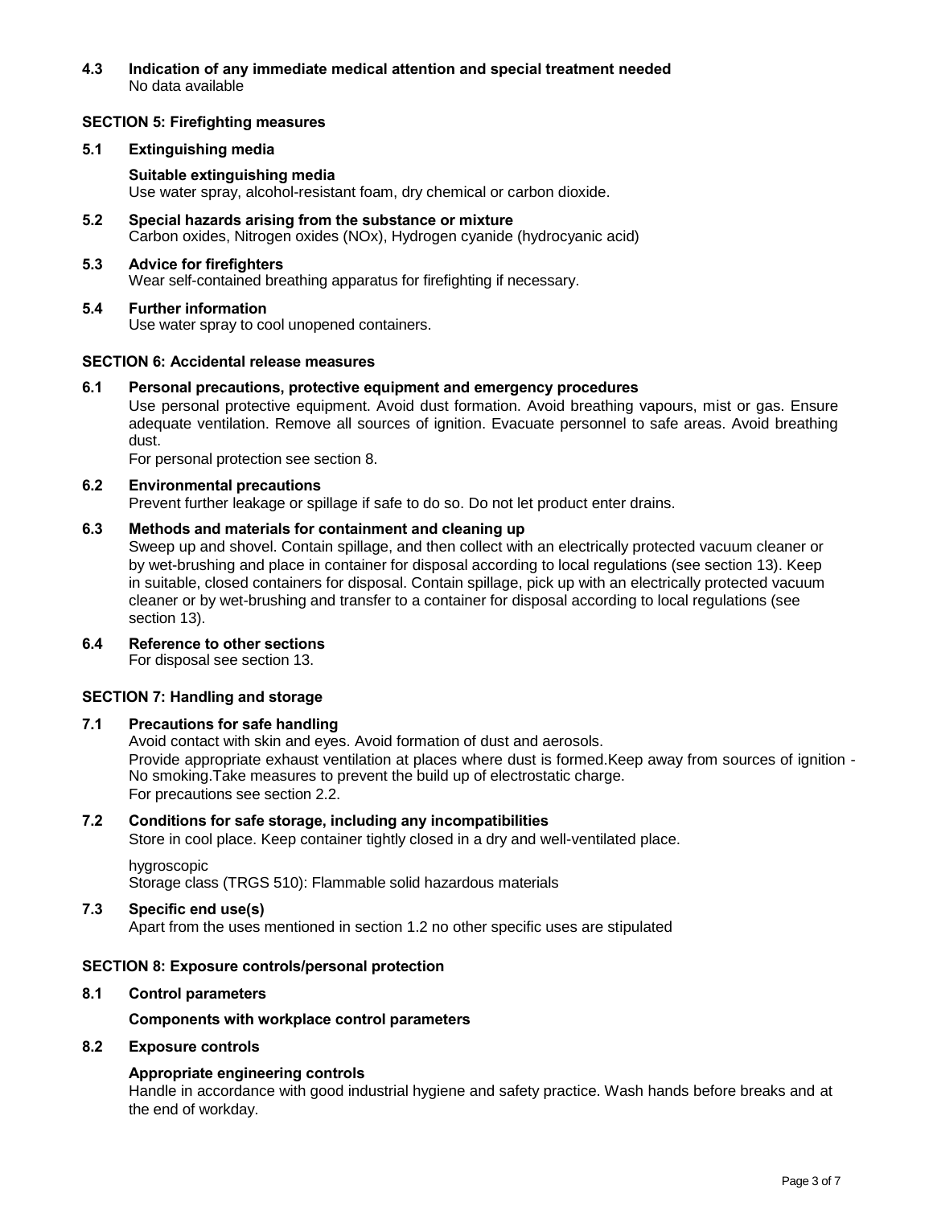### 4.3 Indication of any immediate medical attention and special treatment needed

No data available

## SECTION 5: Firefighting measures

### 5.1 Extinguishing media

**Suitable extinguishing media**

Use water spray, alcohol-resistant foam, dry chemical or carbon dioxide.

### 5.2 Special hazards arising from the substance or mixture

Carbon oxides, Nitrogen oxides (NOx), Hydrogen cyanide (hydrocyanic acid)

### 5.3 Advice for firefighters

Wear self-contained breathing apparatus for firefighting if necessary.

### 5.4 Further information

Use water spray to cool unopened containers.

## SECTION 6: Accidental release measures

### 6.1 Personal precautions, protective equipment and emergency procedures

Use personal protective equipment. Avoid dust formation. Avoid breathing vapours, mist or gas. Ensure adequate ventilation. Remove all sources of ignition. Evacuate personnel to safe areas. Avoid breathing dust.

For personal protection see section 8.

### 6.2 Environmental precautions

Prevent further leakage or spillage if safe to do so. Do not let product enter drains.

### 6.3 Methods and materials for containment and cleaning up

Sweep up and shovel. Contain spillage, and then collect with an electrically protected vacuum cleaner or by wet-brushing and place in container for disposal according to local regulations (see section 13). Keep in suitable, closed containers for disposal. Contain spillage, pick up with an electrically protected vacuum cleaner or by wet-brushing and transfer to a container for disposal according to local regulations (see section 13).

### 6.4 Reference to other sections

For disposal see section 13.

## SECTION 7: Handling and storage

### 7.1 Precautions for safe handling

Avoid contact with skin and eyes. Avoid formation of dust and aerosols.

Provide appropriate exhaust ventilation at places where dust is formed.Keep away from sources of ignition - No smoking.Take measures to prevent the build up of electrostatic charge.

For precautions see section 2.2.

### 7.2 Conditions for safe storage, including any incompatibilities

Store in cool place. Keep container tightly closed in a dry and well-ventilated place.

hygroscopic

Storage class (TRGS 510): Flammable solid hazardous materials

### 7.3 Specific end use(s)

Apart from the uses mentioned in section 1.2 no other specific uses are stipulated

## SECTION 8: Exposure controls/personal protection

### 8.1 Control parameters

**Components with workplace control parameters**

### 8.2 Exposure controls

**Appropriate engineering controls**

Handle in accordance with good industrial hygiene and safety practice. Wash hands before breaks and at the end of workday.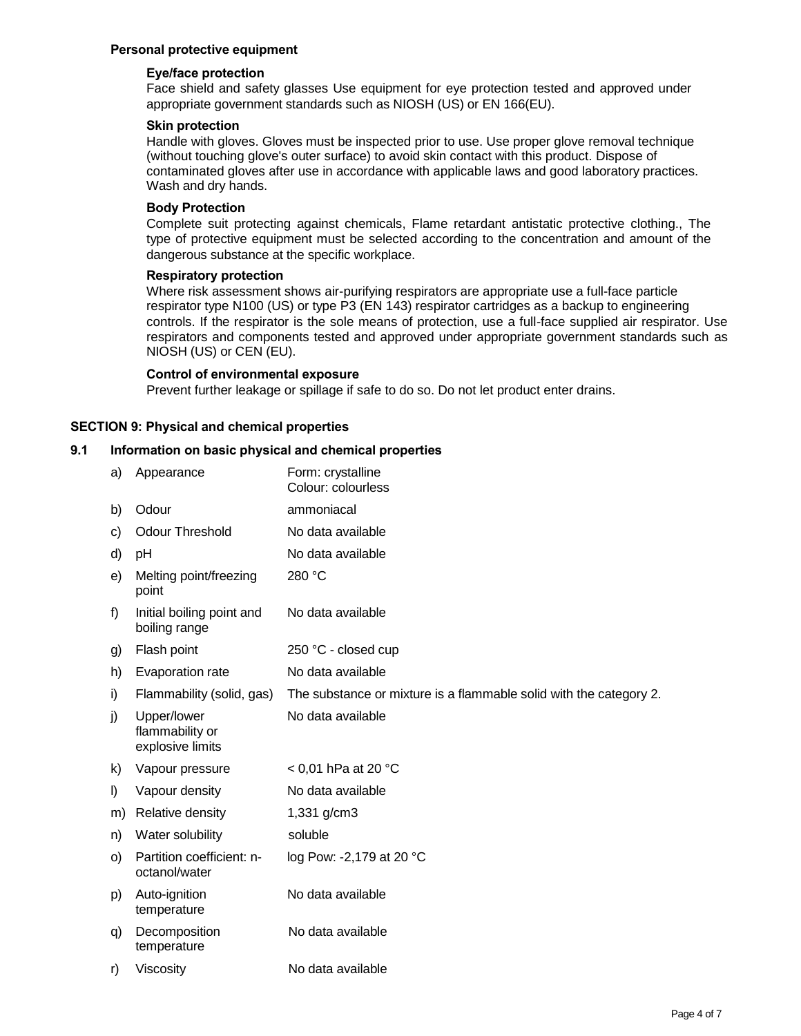**Personal protective equipment**

**Eye/face protection**

Face shield and safety glasses Use equipment for eye protection tested and approved under appropriate government standards such as NIOSH (US) or EN 166(EU).

**Skin protection**

Handle with gloves. Gloves must be inspected prior to use. Use proper glove removal technique (without touching glove's outer surface) to avoid skin contact with this product. Dispose of contaminated gloves after use in accordance with applicable laws and good laboratory practices. Wash and dry hands.

**Body Protection**

Complete suit protecting against chemicals, Flame retardant antistatic protective clothing., The type of protective equipment must be selected according to the concentration and amount of the dangerous substance at the specific workplace.

**Respiratory protection**

Where risk assessment shows air-purifying respirators are appropriate use a full-face particle respirator type N100 (US) or type P3 (EN 143) respirator cartridges as a backup to engineering controls. If the respirator is the sole means of protection, use a full-face supplied air respirator. Use respirators and components tested and approved under appropriate government standards such as NIOSH (US) or CEN (EU).

**Control of environmental exposure**

Prevent further leakage or spillage if safe to do so. Do not let product enter drains.

## SECTION 9: Physical and chemical properties

### 9.1 Information on basic physical and chemical properties

| | Property | Value |
|---|---|---|
| a) | Appearance | Form: crystalline<br>Colour: colourless |
| b) | Odour | ammoniacal |
| c) | Odour Threshold | No data available |
| d) | pH | No data available |
| e) | Melting point/freezing point | 280 °C |
| f) | Initial boiling point and boiling range | No data available |
| g) | Flash point | 250 °C - closed cup |
| h) | Evaporation rate | No data available |
| i) | Flammability (solid, gas) | The substance or mixture is a flammable solid with the category 2. |
| j) | Upper/lower flammability or explosive limits | No data available |
| k) | Vapour pressure | < 0,01 hPa at 20 °C |
| l) | Vapour density | No data available |
| m) | Relative density | 1,331 g/cm3 |
| n) | Water solubility | soluble |
| o) | Partition coefficient: n-octanol/water | log Pow: -2,179 at 20 °C |
| p) | Auto-ignition temperature | No data available |
| q) | Decomposition temperature | No data available |
| r) | Viscosity | No data available |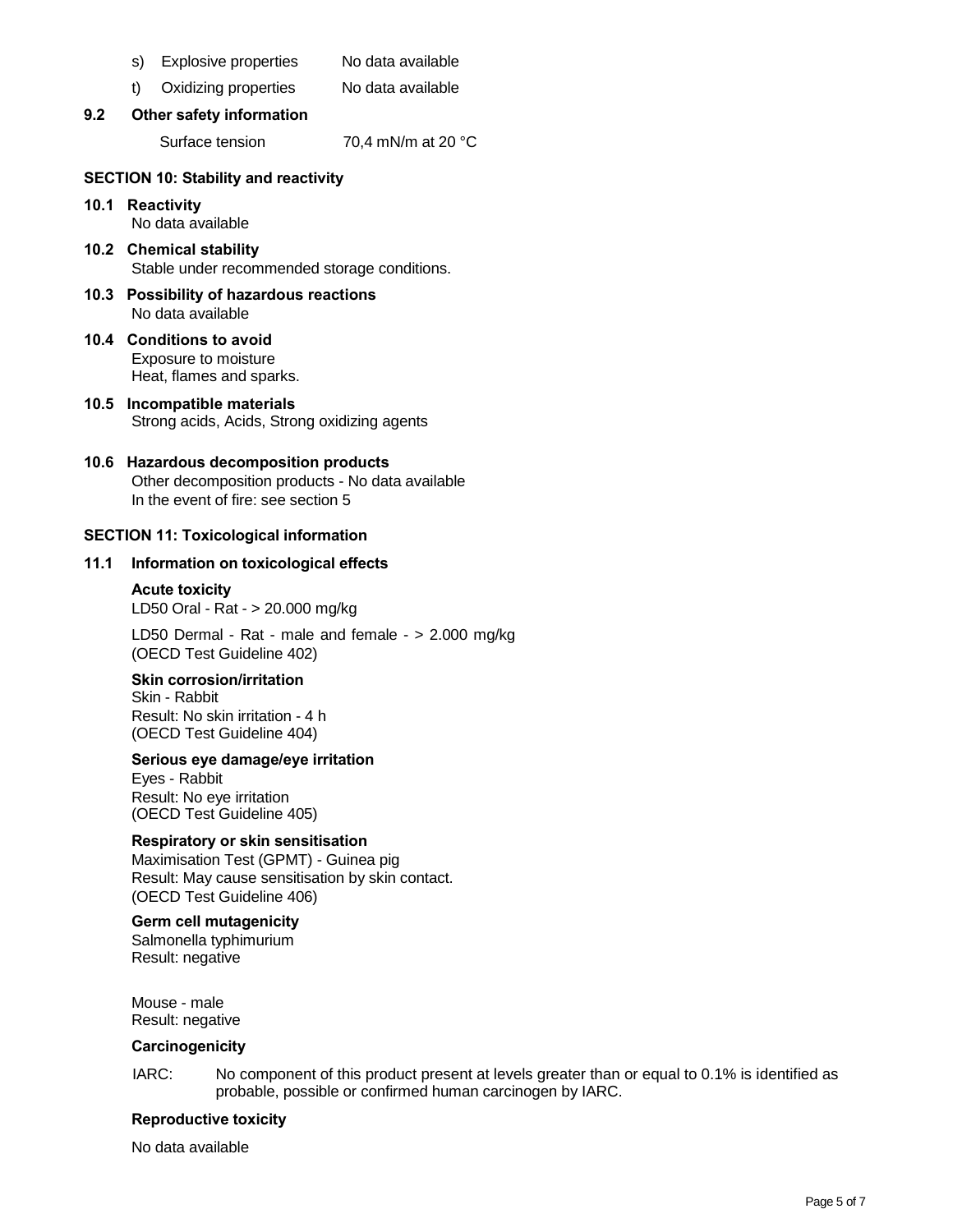s) Explosive properties No data available

t) Oxidizing properties No data available

## 9.2 Other safety information

Surface tension 70,4 mN/m at 20 °C

## SECTION 10: Stability and reactivity

### 10.1 Reactivity

No data available

### 10.2 Chemical stability

Stable under recommended storage conditions.

### 10.3 Possibility of hazardous reactions

No data available

### 10.4 Conditions to avoid

Exposure to moisture
Heat, flames and sparks.

### 10.5 Incompatible materials

Strong acids, Acids, Strong oxidizing agents

### 10.6 Hazardous decomposition products

Other decomposition products - No data available
In the event of fire: see section 5

## SECTION 11: Toxicological information

### 11.1 Information on toxicological effects

**Acute toxicity**

LD50 Oral - Rat - > 20.000 mg/kg

LD50 Dermal - Rat - male and female - > 2.000 mg/kg
(OECD Test Guideline 402)

**Skin corrosion/irritation**

Skin - Rabbit
Result: No skin irritation - 4 h
(OECD Test Guideline 404)

**Serious eye damage/eye irritation**

Eyes - Rabbit
Result: No eye irritation
(OECD Test Guideline 405)

**Respiratory or skin sensitisation**

Maximisation Test (GPMT) - Guinea pig
Result: May cause sensitisation by skin contact.
(OECD Test Guideline 406)

**Germ cell mutagenicity**

Salmonella typhimurium
Result: negative

Mouse - male
Result: negative

**Carcinogenicity**

IARC: No component of this product present at levels greater than or equal to 0.1% is identified as probable, possible or confirmed human carcinogen by IARC.

**Reproductive toxicity**

No data available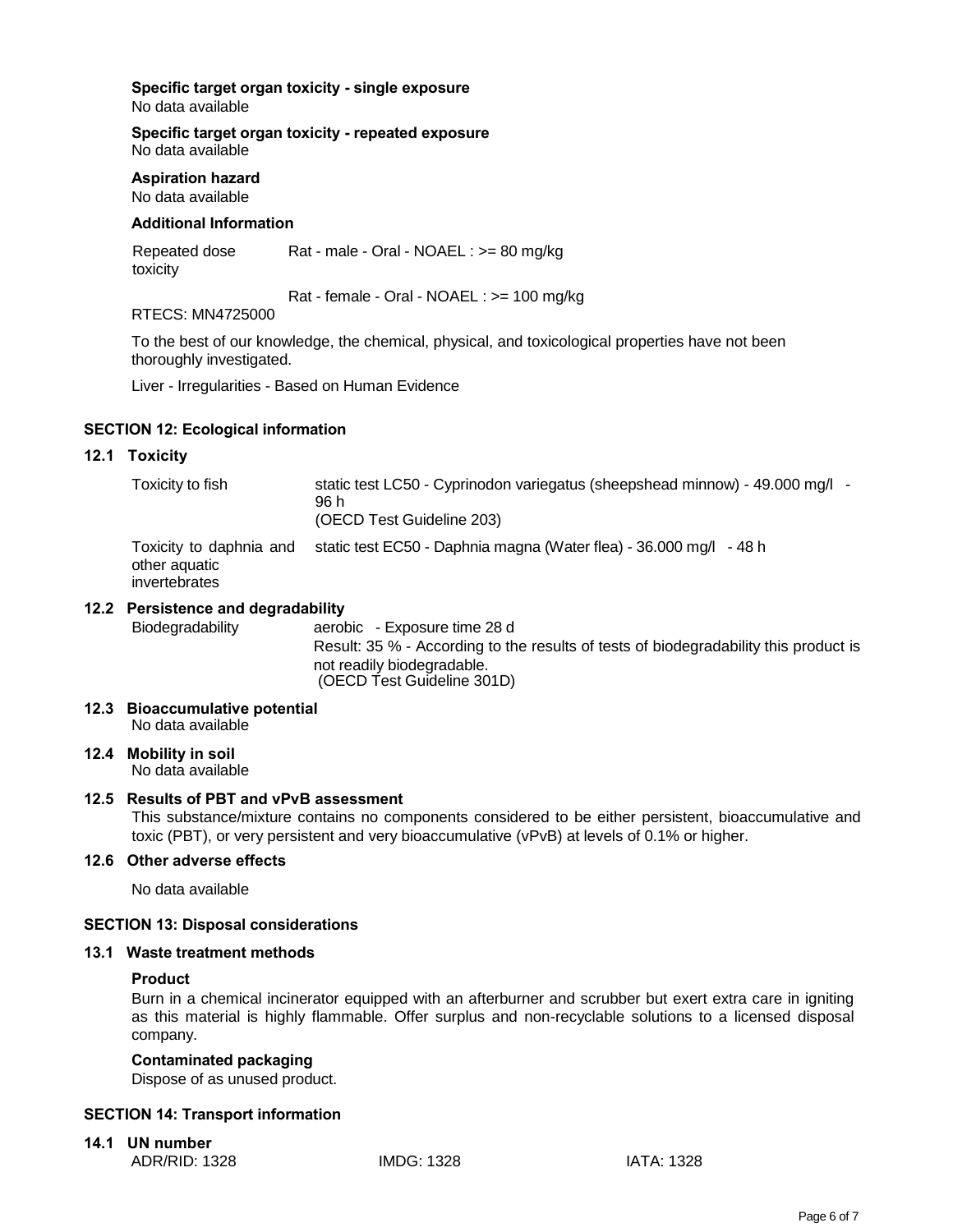**Specific target organ toxicity - single exposure**
No data available

**Specific target organ toxicity - repeated exposure**
No data available

**Aspiration hazard**
No data available

**Additional Information**

| | |
|---|---|
| Repeated dose toxicity | Rat - male - Oral - NOAEL : >= 80 mg/kg |
| | Rat - female - Oral - NOAEL : >= 100 mg/kg |

RTECS: MN4725000

To the best of our knowledge, the chemical, physical, and toxicological properties have not been thoroughly investigated.

Liver - Irregularities - Based on Human Evidence

## SECTION 12: Ecological information

### 12.1 Toxicity

| | |
|---|---|
| Toxicity to fish | static test LC50 - Cyprinodon variegatus (sheepshead minnow) - 49.000 mg/l - 96 h (OECD Test Guideline 203) |
| Toxicity to daphnia and other aquatic invertebrates | static test EC50 - Daphnia magna (Water flea) - 36.000 mg/l - 48 h |

### 12.2 Persistence and degradability

| | |
|---|---|
| Biodegradability | aerobic - Exposure time 28 d<br>Result: 35 % - According to the results of tests of biodegradability this product is not readily biodegradable.<br>(OECD Test Guideline 301D) |

### 12.3 Bioaccumulative potential
No data available

### 12.4 Mobility in soil
No data available

### 12.5 Results of PBT and vPvB assessment
This substance/mixture contains no components considered to be either persistent, bioaccumulative and toxic (PBT), or very persistent and very bioaccumulative (vPvB) at levels of 0.1% or higher.

### 12.6 Other adverse effects

No data available

## SECTION 13: Disposal considerations

### 13.1 Waste treatment methods

**Product**
Burn in a chemical incinerator equipped with an afterburner and scrubber but exert extra care in igniting as this material is highly flammable. Offer surplus and non-recyclable solutions to a licensed disposal company.

**Contaminated packaging**
Dispose of as unused product.

## SECTION 14: Transport information

### 14.1 UN number

ADR/RID: 1328 IMDG: 1328 IATA: 1328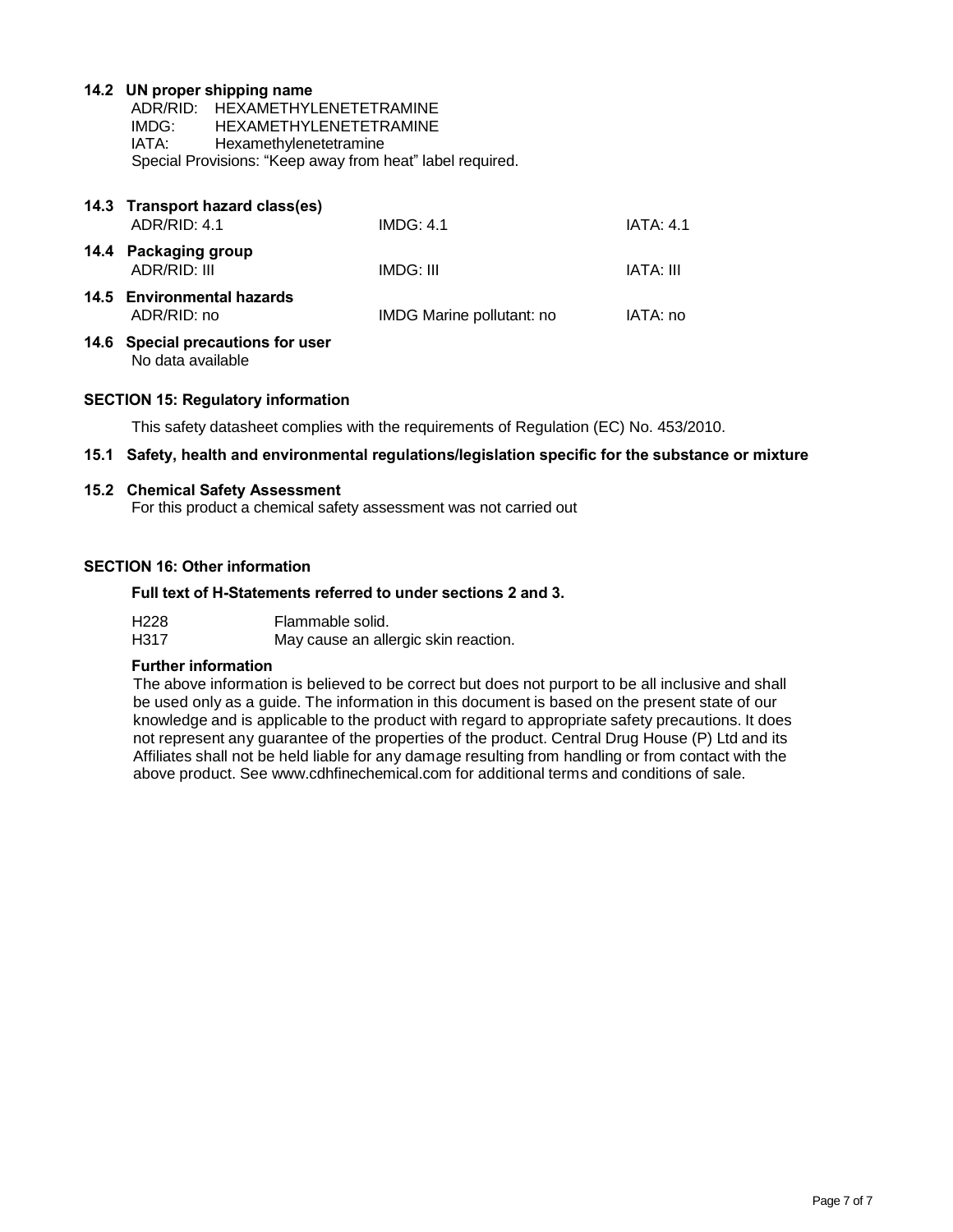**14.2 UN proper shipping name**

ADR/RID: HEXAMETHYLENETETRAMINE
IMDG: HEXAMETHYLENETETRAMINE
IATA: Hexamethylenetetramine
Special Provisions: "Keep away from heat" label required.

**14.3 Transport hazard class(es)**

| | | |
|---|---|---|
| ADR/RID: 4.1 | IMDG: 4.1 | IATA: 4.1 |

**14.4 Packaging group**

| | | |
|---|---|---|
| ADR/RID: III | IMDG: III | IATA: III |

**14.5 Environmental hazards**

| | | |
|---|---|---|
| ADR/RID: no | IMDG Marine pollutant: no | IATA: no |

**14.6 Special precautions for user**

No data available

## SECTION 15: Regulatory information

This safety datasheet complies with the requirements of Regulation (EC) No. 453/2010.

**15.1 Safety, health and environmental regulations/legislation specific for the substance or mixture**

**15.2 Chemical Safety Assessment**

For this product a chemical safety assessment was not carried out

## SECTION 16: Other information

**Full text of H-Statements referred to under sections 2 and 3.**

| | |
|---|---|
| H228 | Flammable solid. |
| H317 | May cause an allergic skin reaction. |

**Further information**

The above information is believed to be correct but does not purport to be all inclusive and shall be used only as a guide. The information in this document is based on the present state of our knowledge and is applicable to the product with regard to appropriate safety precautions. It does not represent any guarantee of the properties of the product. Central Drug House (P) Ltd and its Affiliates shall not be held liable for any damage resulting from handling or from contact with the above product. See www.cdhfinechemical.com for additional terms and conditions of sale.